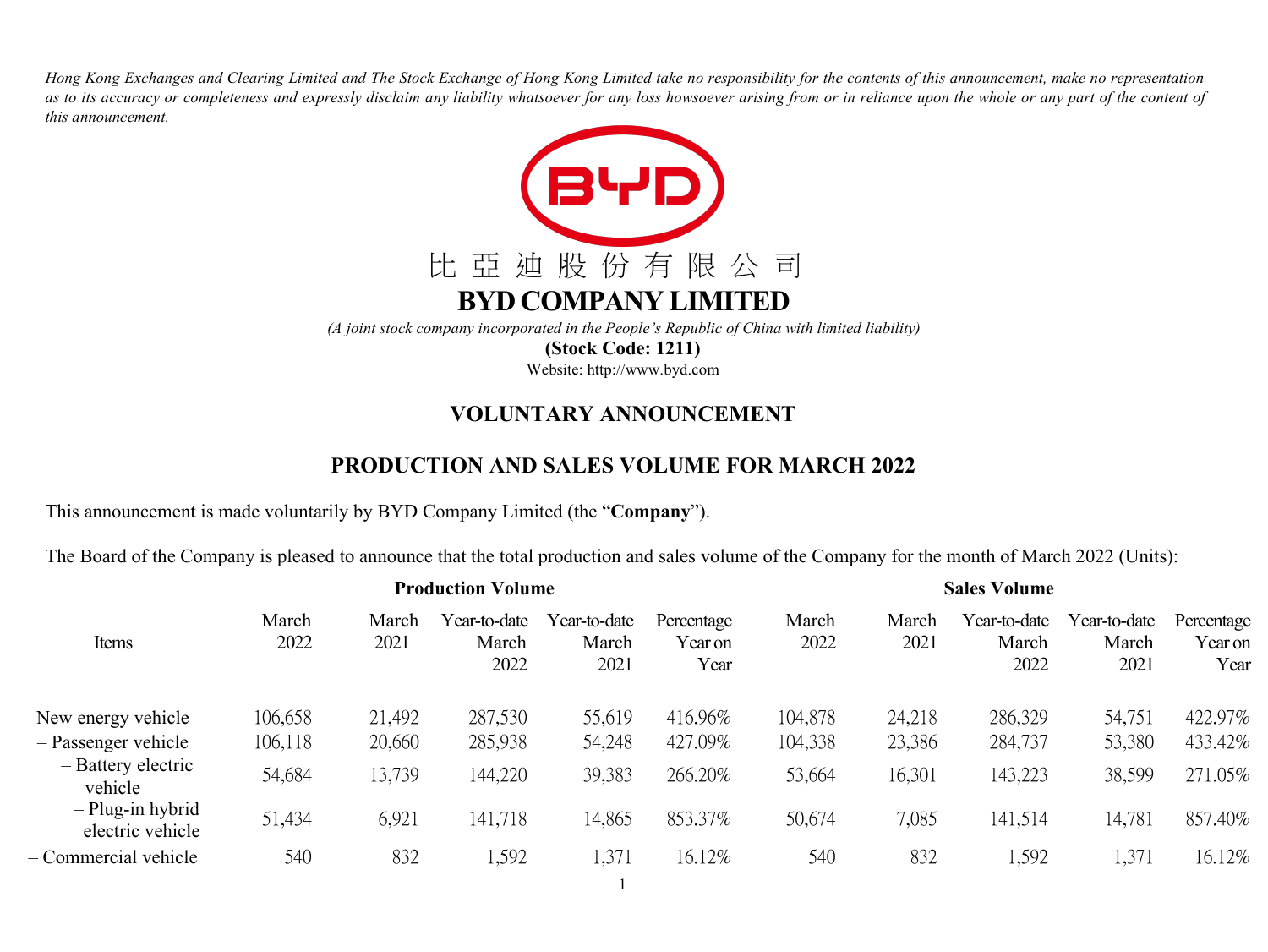*Hong Kong Exchanges and Clearing Limited and The Stock Exchange of Hong Kong Limited take no responsibility for the contents of this announcement, make no representation as to its accuracy or completeness and expressly disclaim any liability whatsoever for any loss howsoever arising from or in reliance upon the whole or any part of the content of this announcement.*

比 亞 迪 股 份 有 限 公 司

# BYD COMPANY LIMITED

*(A joint stock company incorporated in the People's Republic of China with limited liability)*

**(Stock Code: 1211)**

Website: http://www.byd.com

## VOLUNTARY ANNOUNCEMENT

## PRODUCTION AND SALES VOLUME FOR MARCH 2022

This announcement is made voluntarily by BYD Company Limited (the "**Company**").

The Board of the Company is pleased to announce that the total production and sales volume of the Company for the month of March 2022 (Units):

| Items | Production Volume | | | | | Sales Volume | | | | |
|---|---|---|---|---|---|---|---|---|---|---|
| | March 2022 | March 2021 | Year-to-date March 2022 | Year-to-date March 2021 | Percentage Year on Year | March 2022 | March 2021 | Year-to-date March 2022 | Year-to-date March 2021 | Percentage Year on Year |
| New energy vehicle | 106,658 | 21,492 | 287,530 | 55,619 | 416.96% | 104,878 | 24,218 | 286,329 | 54,751 | 422.97% |
| – Passenger vehicle | 106,118 | 20,660 | 285,938 | 54,248 | 427.09% | 104,338 | 23,386 | 284,737 | 53,380 | 433.42% |
| – Battery electric vehicle | 54,684 | 13,739 | 144,220 | 39,383 | 266.20% | 53,664 | 16,301 | 143,223 | 38,599 | 271.05% |
| – Plug-in hybrid electric vehicle | 51,434 | 6,921 | 141,718 | 14,865 | 853.37% | 50,674 | 7,085 | 141,514 | 14,781 | 857.40% |
| – Commercial vehicle | 540 | 832 | 1,592 | 1,371 | 16.12% | 540 | 832 | 1,592 | 1,371 | 16.12% |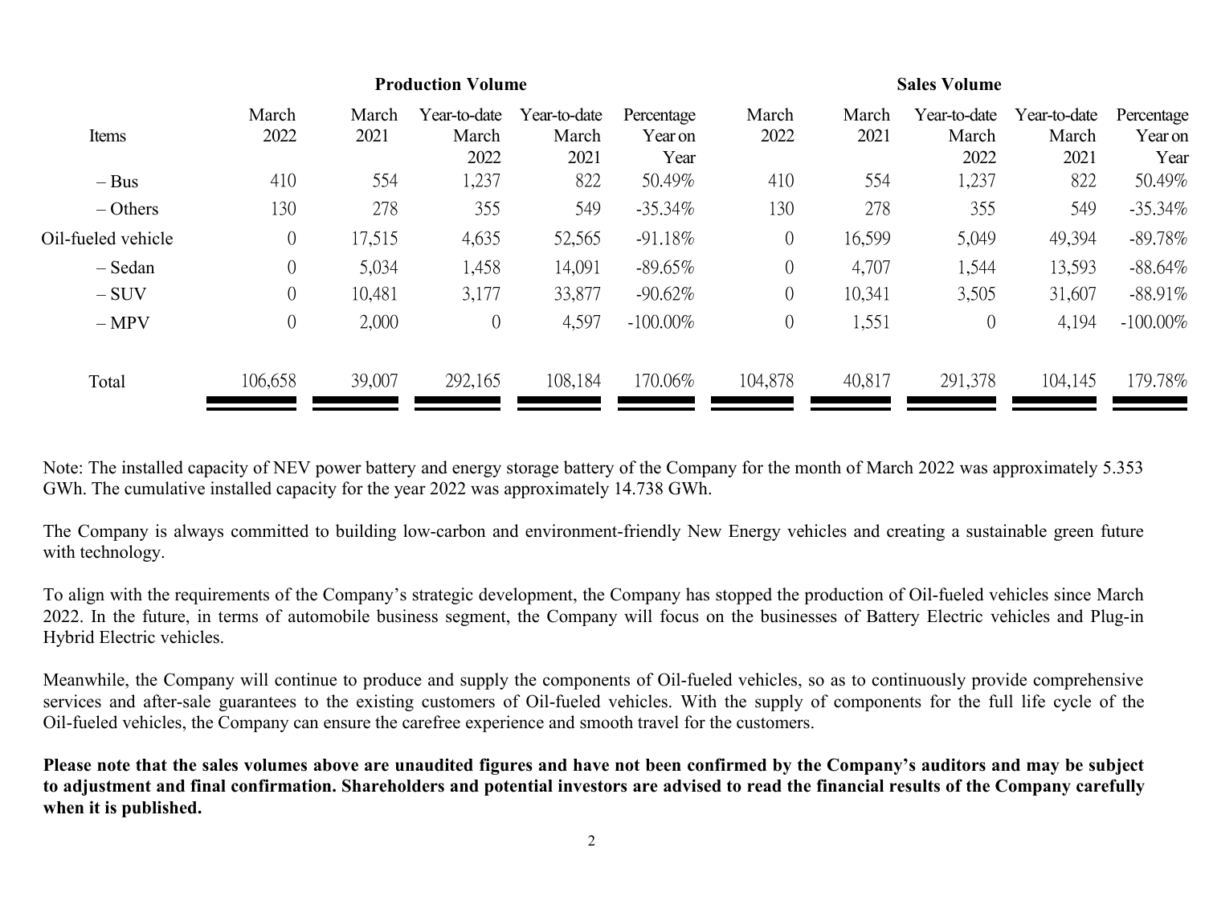| Items | Production Volume | | | | | Sales Volume | | | | |
|---|---|---|---|---|---|---|---|---|---|---|
| | March 2022 | March 2021 | Year-to-date March 2022 | Year-to-date March 2021 | Percentage Year on Year | March 2022 | March 2021 | Year-to-date March 2022 | Year-to-date March 2021 | Percentage Year on Year |
| – Bus | 410 | 554 | 1,237 | 822 | 50.49% | 410 | 554 | 1,237 | 822 | 50.49% |
| – Others | 130 | 278 | 355 | 549 | -35.34% | 130 | 278 | 355 | 549 | -35.34% |
| Oil-fueled vehicle | 0 | 17,515 | 4,635 | 52,565 | -91.18% | 0 | 16,599 | 5,049 | 49,394 | -89.78% |
| – Sedan | 0 | 5,034 | 1,458 | 14,091 | -89.65% | 0 | 4,707 | 1,544 | 13,593 | -88.64% |
| – SUV | 0 | 10,481 | 3,177 | 33,877 | -90.62% | 0 | 10,341 | 3,505 | 31,607 | -88.91% |
| – MPV | 0 | 2,000 | 0 | 4,597 | -100.00% | 0 | 1,551 | 0 | 4,194 | -100.00% |
| Total | 106,658 | 39,007 | 292,165 | 108,184 | 170.06% | 104,878 | 40,817 | 291,378 | 104,145 | 179.78% |

Note: The installed capacity of NEV power battery and energy storage battery of the Company for the month of March 2022 was approximately 5.353 GWh. The cumulative installed capacity for the year 2022 was approximately 14.738 GWh.

The Company is always committed to building low-carbon and environment-friendly New Energy vehicles and creating a sustainable green future with technology.

To align with the requirements of the Company's strategic development, the Company has stopped the production of Oil-fueled vehicles since March 2022. In the future, in terms of automobile business segment, the Company will focus on the businesses of Battery Electric vehicles and Plug-in Hybrid Electric vehicles.

Meanwhile, the Company will continue to produce and supply the components of Oil-fueled vehicles, so as to continuously provide comprehensive services and after-sale guarantees to the existing customers of Oil-fueled vehicles. With the supply of components for the full life cycle of the Oil-fueled vehicles, the Company can ensure the carefree experience and smooth travel for the customers.

**Please note that the sales volumes above are unaudited figures and have not been confirmed by the Company's auditors and may be subject to adjustment and final confirmation. Shareholders and potential investors are advised to read the financial results of the Company carefully when it is published.**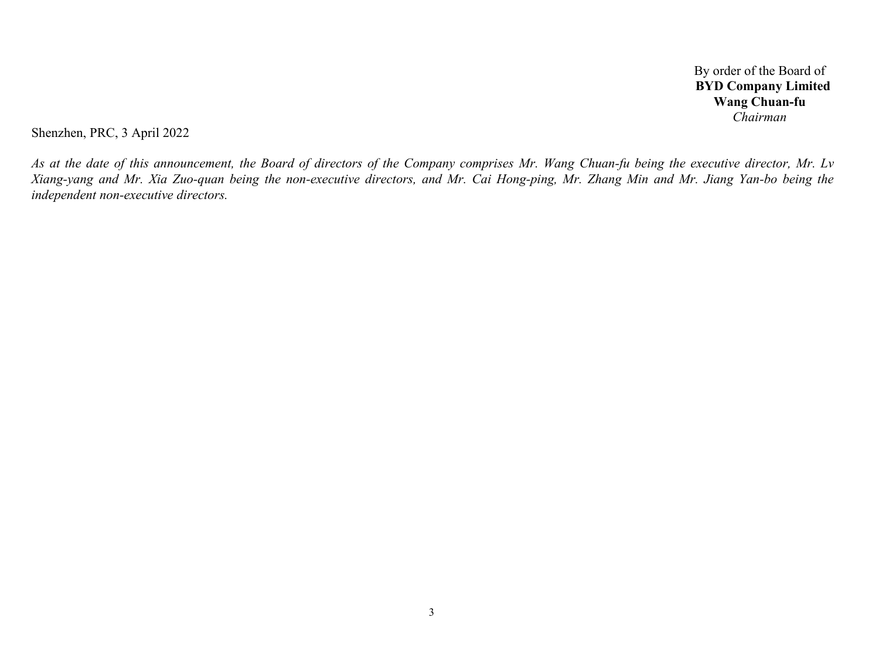By order of the Board of
**BYD Company Limited**
**Wang Chuan-fu**
*Chairman*

Shenzhen, PRC, 3 April 2022

*As at the date of this announcement, the Board of directors of the Company comprises Mr. Wang Chuan-fu being the executive director, Mr. Lv Xiang-yang and Mr. Xia Zuo-quan being the non-executive directors, and Mr. Cai Hong-ping, Mr. Zhang Min and Mr. Jiang Yan-bo being the independent non-executive directors.*